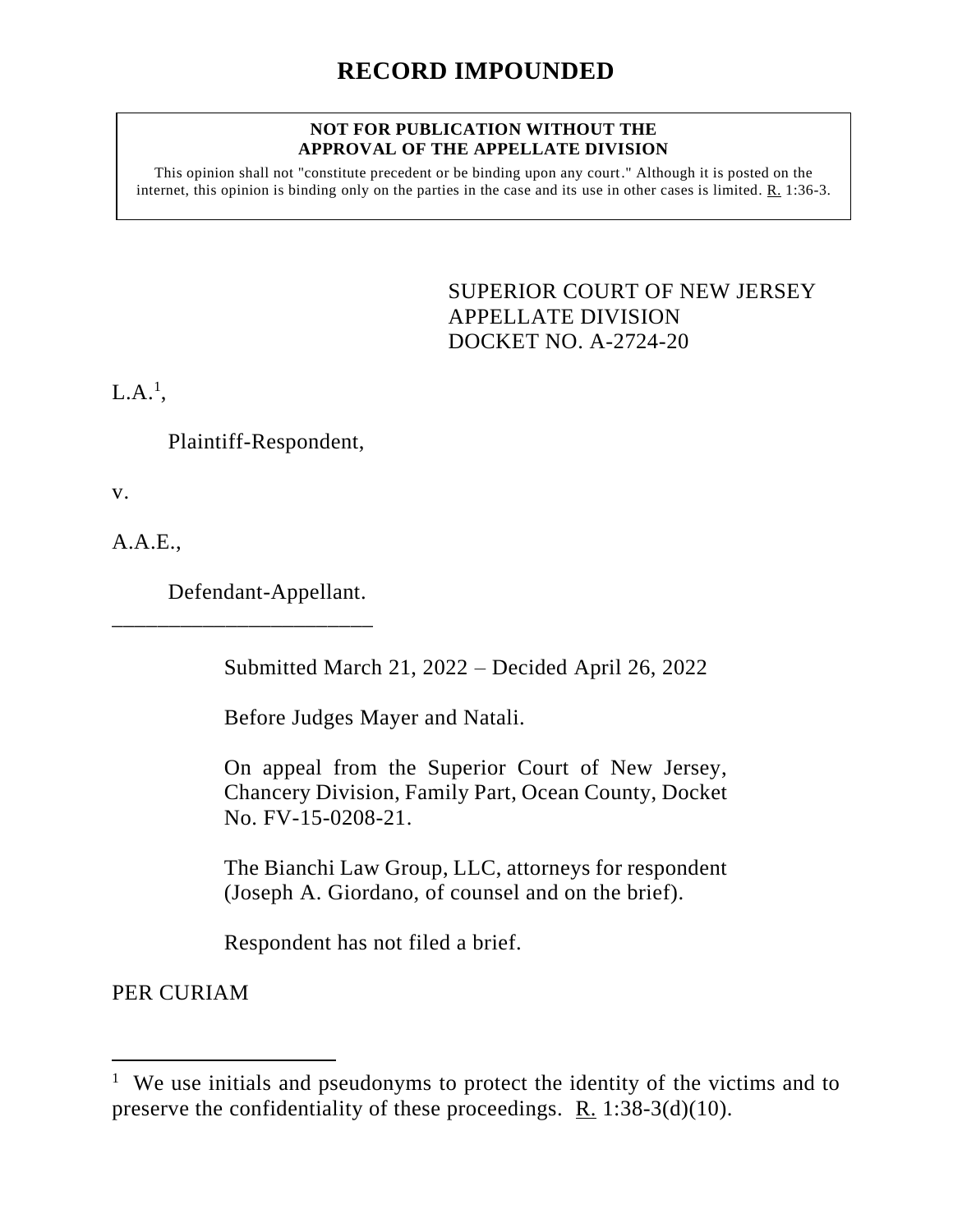# RECORD IMPOUNDED

**NOT FOR PUBLICATION WITHOUT THE APPROVAL OF THE APPELLATE DIVISION**

This opinion shall not "constitute precedent or be binding upon any court." Although it is posted on the internet, this opinion is binding only on the parties in the case and its use in other cases is limited. R. 1:36-3.

SUPERIOR COURT OF NEW JERSEY
APPELLATE DIVISION
DOCKET NO. A-2724-20

L.A.[1],

Plaintiff-Respondent,

v.

A.A.E.,

Defendant-Appellant.

\_\_\_\_\_\_\_\_\_\_\_\_\_\_\_\_\_\_\_\_\_\_\_\_

Submitted March 21, 2022 – Decided April 26, 2022

Before Judges Mayer and Natali.

On appeal from the Superior Court of New Jersey, Chancery Division, Family Part, Ocean County, Docket No. FV-15-0208-21.

The Bianchi Law Group, LLC, attorneys for respondent (Joseph A. Giordano, of counsel and on the brief).

Respondent has not filed a brief.

PER CURIAM

---

[1] We use initials and pseudonyms to protect the identity of the victims and to preserve the confidentiality of these proceedings. R. 1:38-3(d)(10).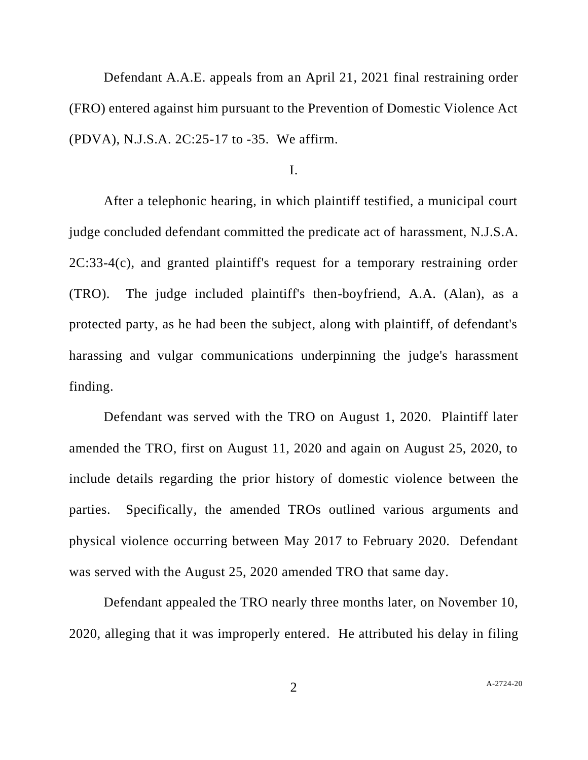Defendant A.A.E. appeals from an April 21, 2021 final restraining order (FRO) entered against him pursuant to the Prevention of Domestic Violence Act (PDVA), N.J.S.A. 2C:25-17 to -35. We affirm.

I.

After a telephonic hearing, in which plaintiff testified, a municipal court judge concluded defendant committed the predicate act of harassment, N.J.S.A. 2C:33-4(c), and granted plaintiff's request for a temporary restraining order (TRO). The judge included plaintiff's then-boyfriend, A.A. (Alan), as a protected party, as he had been the subject, along with plaintiff, of defendant's harassing and vulgar communications underpinning the judge's harassment finding.

Defendant was served with the TRO on August 1, 2020. Plaintiff later amended the TRO, first on August 11, 2020 and again on August 25, 2020, to include details regarding the prior history of domestic violence between the parties. Specifically, the amended TROs outlined various arguments and physical violence occurring between May 2017 to February 2020. Defendant was served with the August 25, 2020 amended TRO that same day.

Defendant appealed the TRO nearly three months later, on November 10, 2020, alleging that it was improperly entered. He attributed his delay in filing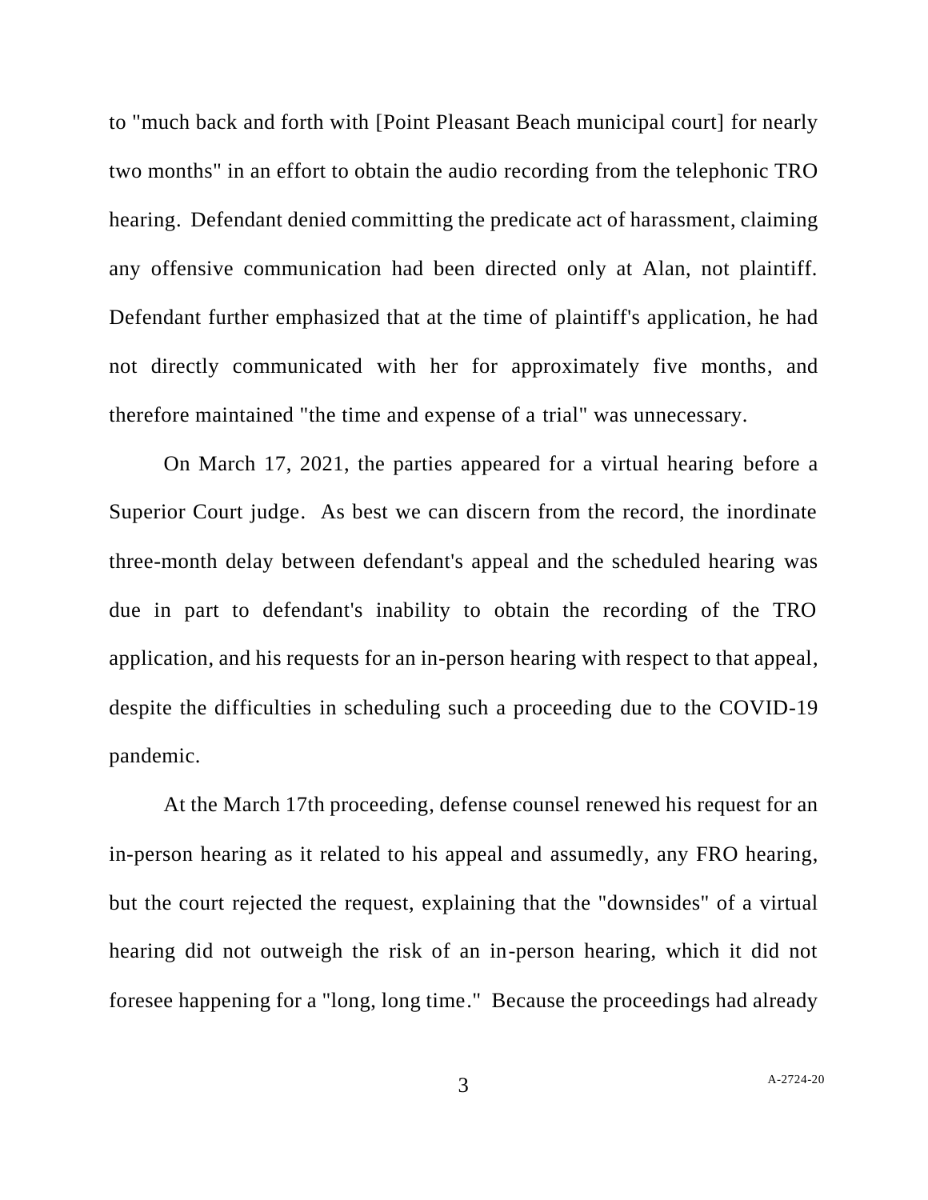to "much back and forth with [Point Pleasant Beach municipal court] for nearly two months" in an effort to obtain the audio recording from the telephonic TRO hearing. Defendant denied committing the predicate act of harassment, claiming any offensive communication had been directed only at Alan, not plaintiff. Defendant further emphasized that at the time of plaintiff's application, he had not directly communicated with her for approximately five months, and therefore maintained "the time and expense of a trial" was unnecessary.

On March 17, 2021, the parties appeared for a virtual hearing before a Superior Court judge. As best we can discern from the record, the inordinate three-month delay between defendant's appeal and the scheduled hearing was due in part to defendant's inability to obtain the recording of the TRO application, and his requests for an in-person hearing with respect to that appeal, despite the difficulties in scheduling such a proceeding due to the COVID-19 pandemic.

At the March 17th proceeding, defense counsel renewed his request for an in-person hearing as it related to his appeal and assumedly, any FRO hearing, but the court rejected the request, explaining that the "downsides" of a virtual hearing did not outweigh the risk of an in-person hearing, which it did not foresee happening for a "long, long time." Because the proceedings had already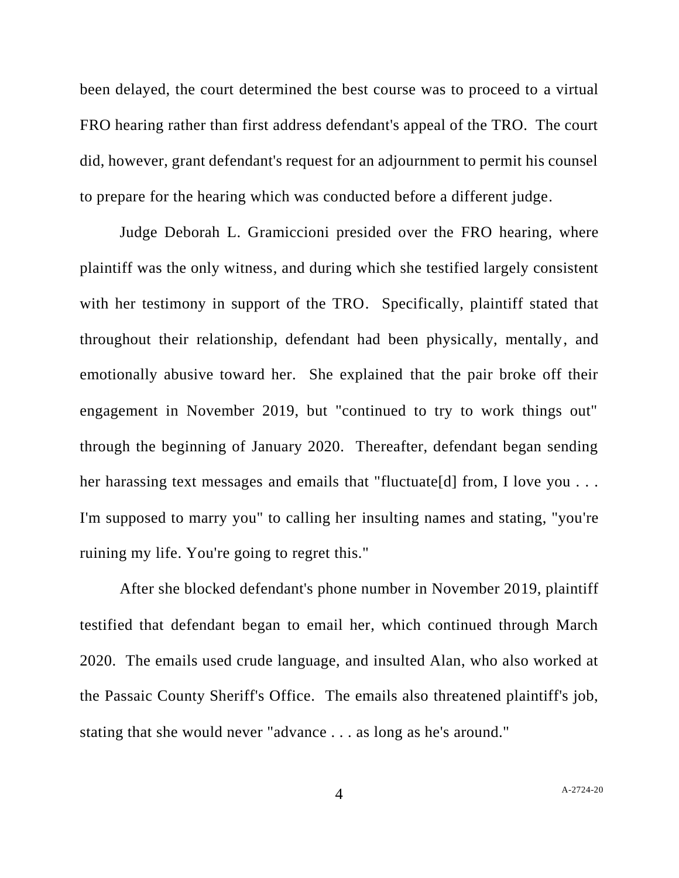been delayed, the court determined the best course was to proceed to a virtual FRO hearing rather than first address defendant's appeal of the TRO. The court did, however, grant defendant's request for an adjournment to permit his counsel to prepare for the hearing which was conducted before a different judge.

Judge Deborah L. Gramiccioni presided over the FRO hearing, where plaintiff was the only witness, and during which she testified largely consistent with her testimony in support of the TRO. Specifically, plaintiff stated that throughout their relationship, defendant had been physically, mentally, and emotionally abusive toward her. She explained that the pair broke off their engagement in November 2019, but "continued to try to work things out" through the beginning of January 2020. Thereafter, defendant began sending her harassing text messages and emails that "fluctuate[d] from, I love you . . . I'm supposed to marry you" to calling her insulting names and stating, "you're ruining my life. You're going to regret this."

After she blocked defendant's phone number in November 2019, plaintiff testified that defendant began to email her, which continued through March 2020. The emails used crude language, and insulted Alan, who also worked at the Passaic County Sheriff's Office. The emails also threatened plaintiff's job, stating that she would never "advance . . . as long as he's around."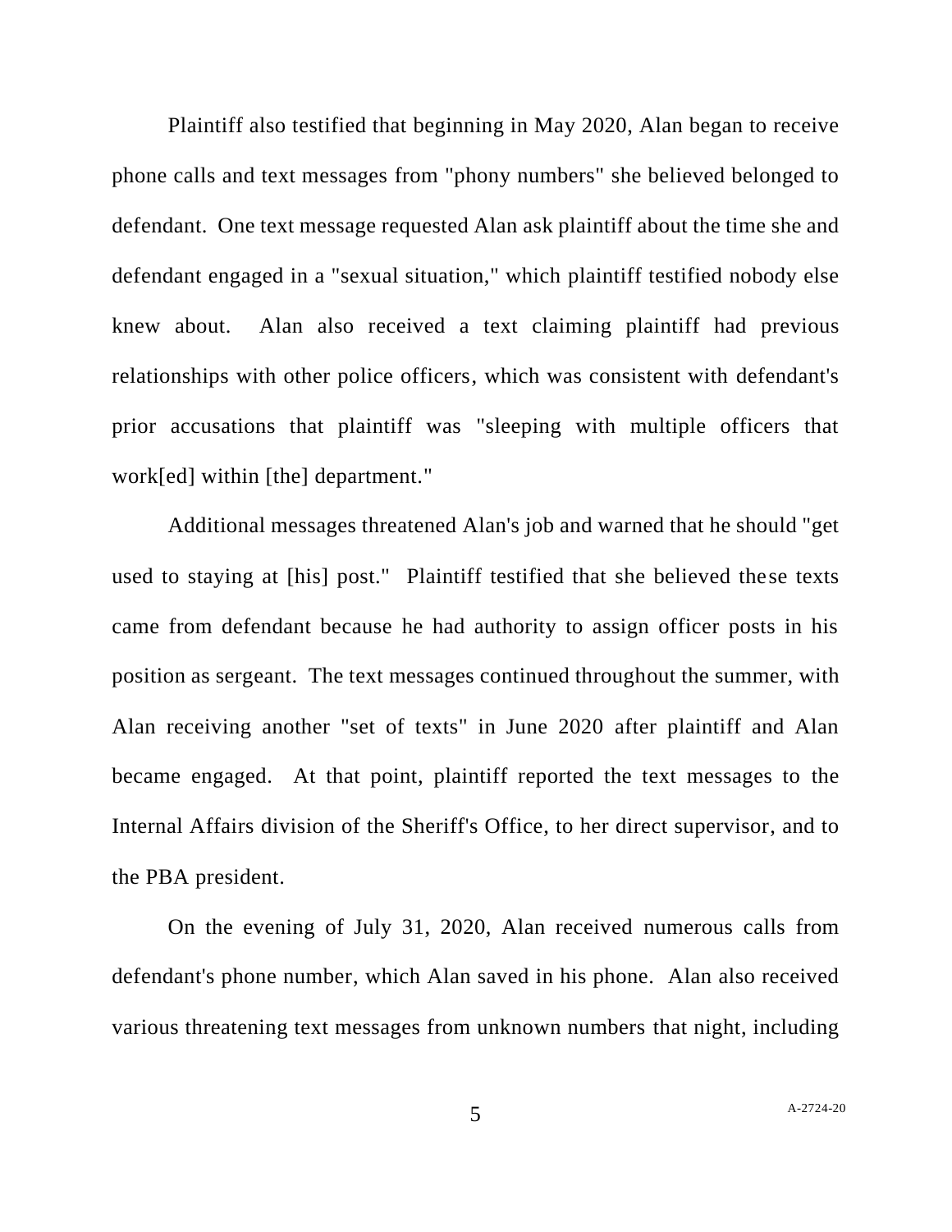Plaintiff also testified that beginning in May 2020, Alan began to receive phone calls and text messages from "phony numbers" she believed belonged to defendant. One text message requested Alan ask plaintiff about the time she and defendant engaged in a "sexual situation," which plaintiff testified nobody else knew about. Alan also received a text claiming plaintiff had previous relationships with other police officers, which was consistent with defendant's prior accusations that plaintiff was "sleeping with multiple officers that work[ed] within [the] department."

Additional messages threatened Alan's job and warned that he should "get used to staying at [his] post." Plaintiff testified that she believed these texts came from defendant because he had authority to assign officer posts in his position as sergeant. The text messages continued throughout the summer, with Alan receiving another "set of texts" in June 2020 after plaintiff and Alan became engaged. At that point, plaintiff reported the text messages to the Internal Affairs division of the Sheriff's Office, to her direct supervisor, and to the PBA president.

On the evening of July 31, 2020, Alan received numerous calls from defendant's phone number, which Alan saved in his phone. Alan also received various threatening text messages from unknown numbers that night, including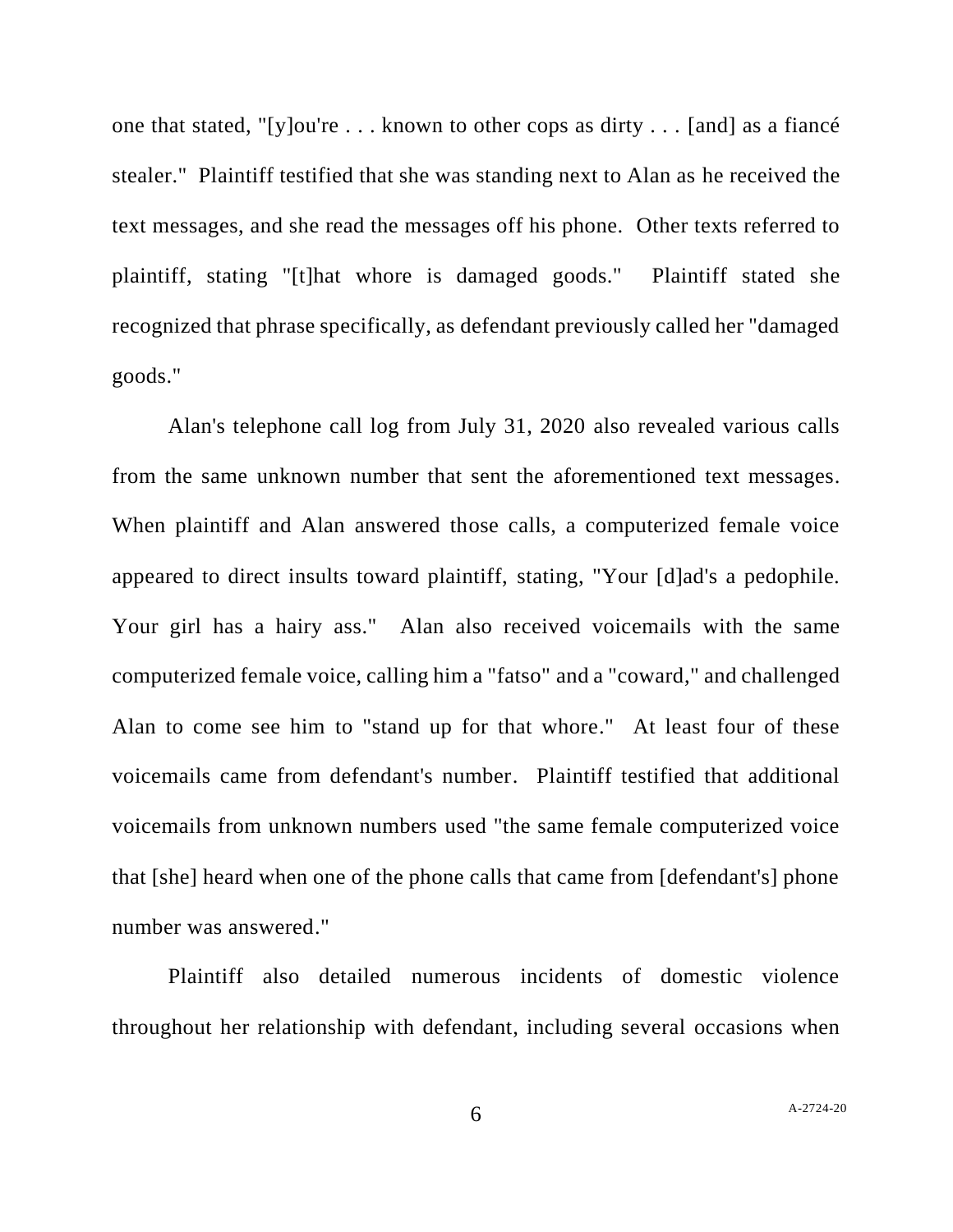one that stated, "[y]ou're . . . known to other cops as dirty . . . [and] as a fiancé stealer." Plaintiff testified that she was standing next to Alan as he received the text messages, and she read the messages off his phone. Other texts referred to plaintiff, stating "[t]hat whore is damaged goods." Plaintiff stated she recognized that phrase specifically, as defendant previously called her "damaged goods."

Alan's telephone call log from July 31, 2020 also revealed various calls from the same unknown number that sent the aforementioned text messages. When plaintiff and Alan answered those calls, a computerized female voice appeared to direct insults toward plaintiff, stating, "Your [d]ad's a pedophile. Your girl has a hairy ass." Alan also received voicemails with the same computerized female voice, calling him a "fatso" and a "coward," and challenged Alan to come see him to "stand up for that whore." At least four of these voicemails came from defendant's number. Plaintiff testified that additional voicemails from unknown numbers used "the same female computerized voice that [she] heard when one of the phone calls that came from [defendant's] phone number was answered."

Plaintiff also detailed numerous incidents of domestic violence throughout her relationship with defendant, including several occasions when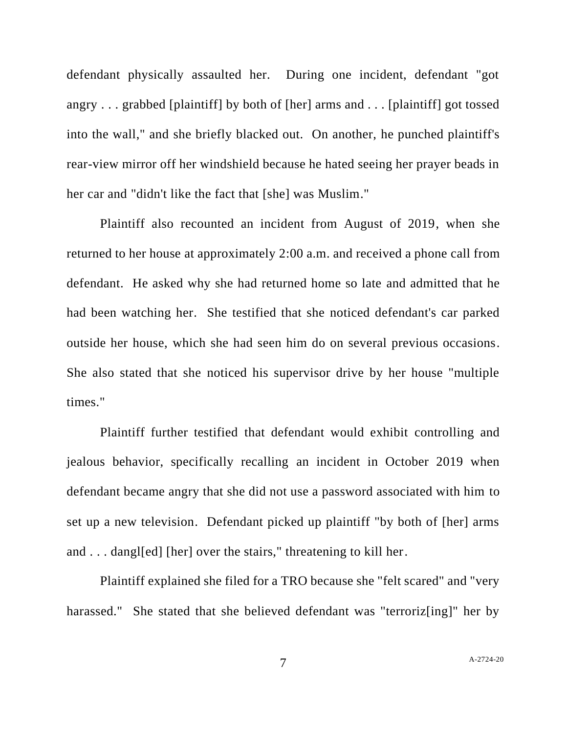defendant physically assaulted her. During one incident, defendant "got angry . . . grabbed [plaintiff] by both of [her] arms and . . . [plaintiff] got tossed into the wall," and she briefly blacked out. On another, he punched plaintiff's rear-view mirror off her windshield because he hated seeing her prayer beads in her car and "didn't like the fact that [she] was Muslim."

Plaintiff also recounted an incident from August of 2019, when she returned to her house at approximately 2:00 a.m. and received a phone call from defendant. He asked why she had returned home so late and admitted that he had been watching her. She testified that she noticed defendant's car parked outside her house, which she had seen him do on several previous occasions. She also stated that she noticed his supervisor drive by her house "multiple times."

Plaintiff further testified that defendant would exhibit controlling and jealous behavior, specifically recalling an incident in October 2019 when defendant became angry that she did not use a password associated with him to set up a new television. Defendant picked up plaintiff "by both of [her] arms and . . . dangl[ed] [her] over the stairs," threatening to kill her.

Plaintiff explained she filed for a TRO because she "felt scared" and "very harassed." She stated that she believed defendant was "terroriz[ing]" her by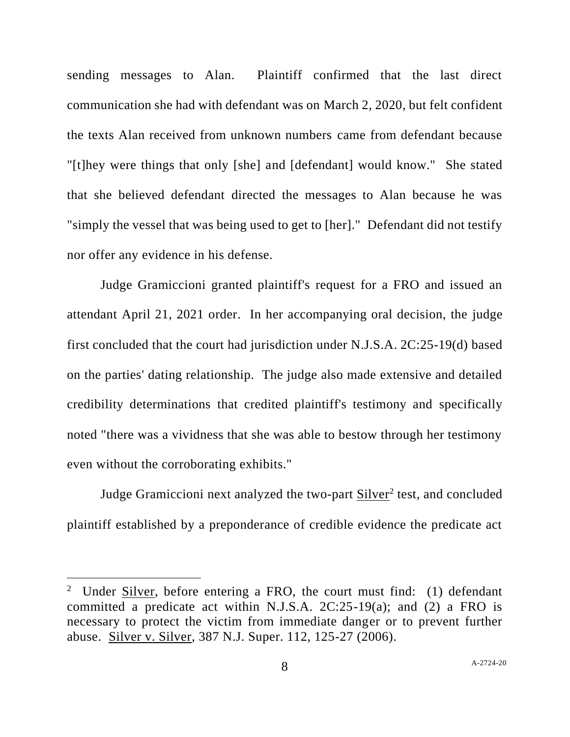sending messages to Alan. Plaintiff confirmed that the last direct communication she had with defendant was on March 2, 2020, but felt confident the texts Alan received from unknown numbers came from defendant because "[t]hey were things that only [she] and [defendant] would know." She stated that she believed defendant directed the messages to Alan because he was "simply the vessel that was being used to get to [her]." Defendant did not testify nor offer any evidence in his defense.

Judge Gramiccioni granted plaintiff's request for a FRO and issued an attendant April 21, 2021 order. In her accompanying oral decision, the judge first concluded that the court had jurisdiction under N.J.S.A. 2C:25-19(d) based on the parties' dating relationship. The judge also made extensive and detailed credibility determinations that credited plaintiff's testimony and specifically noted "there was a vividness that she was able to bestow through her testimony even without the corroborating exhibits."

Judge Gramiccioni next analyzed the two-part Silver[2] test, and concluded plaintiff established by a preponderance of credible evidence the predicate act

---

[2] Under Silver, before entering a FRO, the court must find: (1) defendant committed a predicate act within N.J.S.A. 2C:25-19(a); and (2) a FRO is necessary to protect the victim from immediate danger or to prevent further abuse. Silver v. Silver, 387 N.J. Super. 112, 125-27 (2006).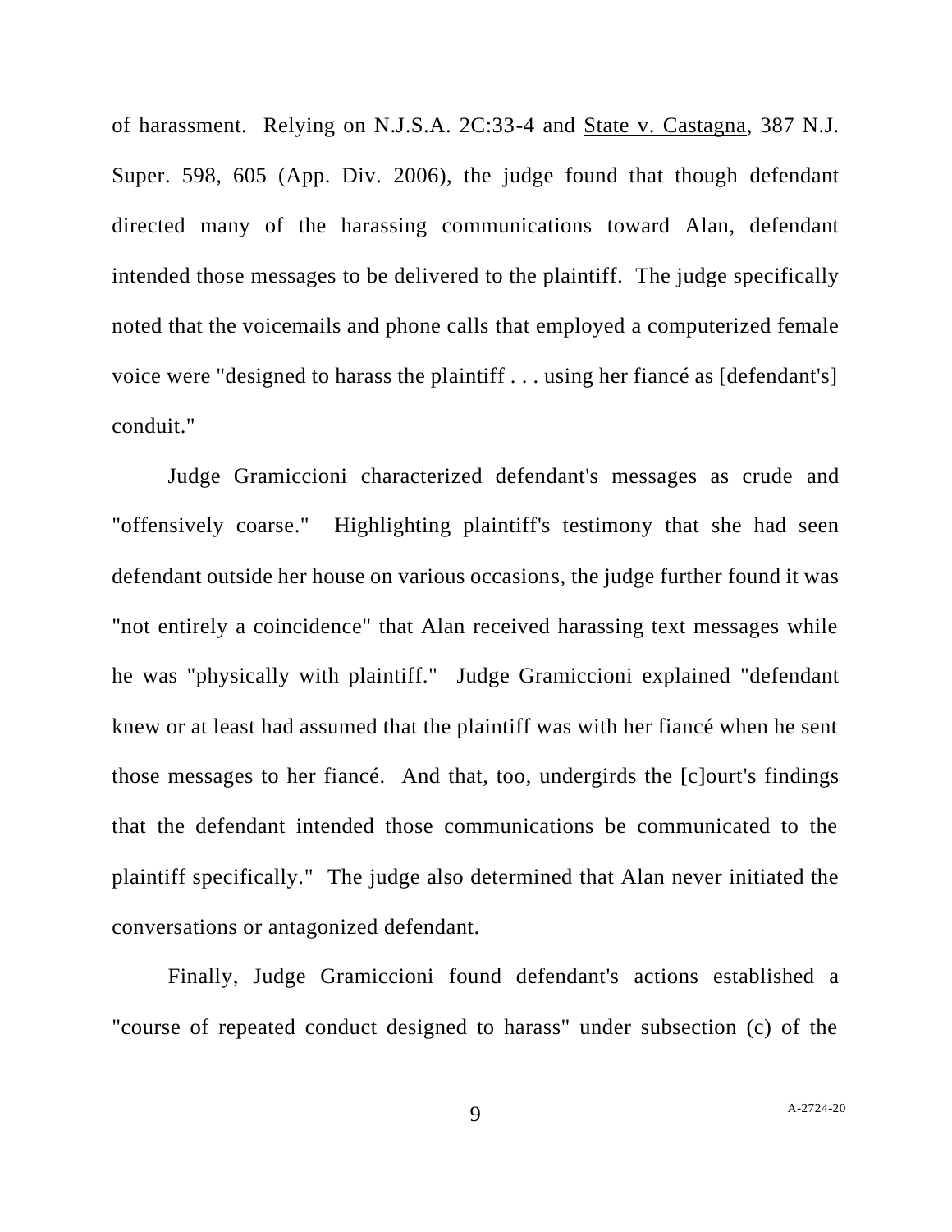of harassment. Relying on N.J.S.A. 2C:33-4 and State v. Castagna, 387 N.J. Super. 598, 605 (App. Div. 2006), the judge found that though defendant directed many of the harassing communications toward Alan, defendant intended those messages to be delivered to the plaintiff. The judge specifically noted that the voicemails and phone calls that employed a computerized female voice were "designed to harass the plaintiff . . . using her fiancé as [defendant's] conduit."

Judge Gramiccioni characterized defendant's messages as crude and "offensively coarse." Highlighting plaintiff's testimony that she had seen defendant outside her house on various occasions, the judge further found it was "not entirely a coincidence" that Alan received harassing text messages while he was "physically with plaintiff." Judge Gramiccioni explained "defendant knew or at least had assumed that the plaintiff was with her fiancé when he sent those messages to her fiancé. And that, too, undergirds the [c]ourt's findings that the defendant intended those communications be communicated to the plaintiff specifically." The judge also determined that Alan never initiated the conversations or antagonized defendant.

Finally, Judge Gramiccioni found defendant's actions established a "course of repeated conduct designed to harass" under subsection (c) of the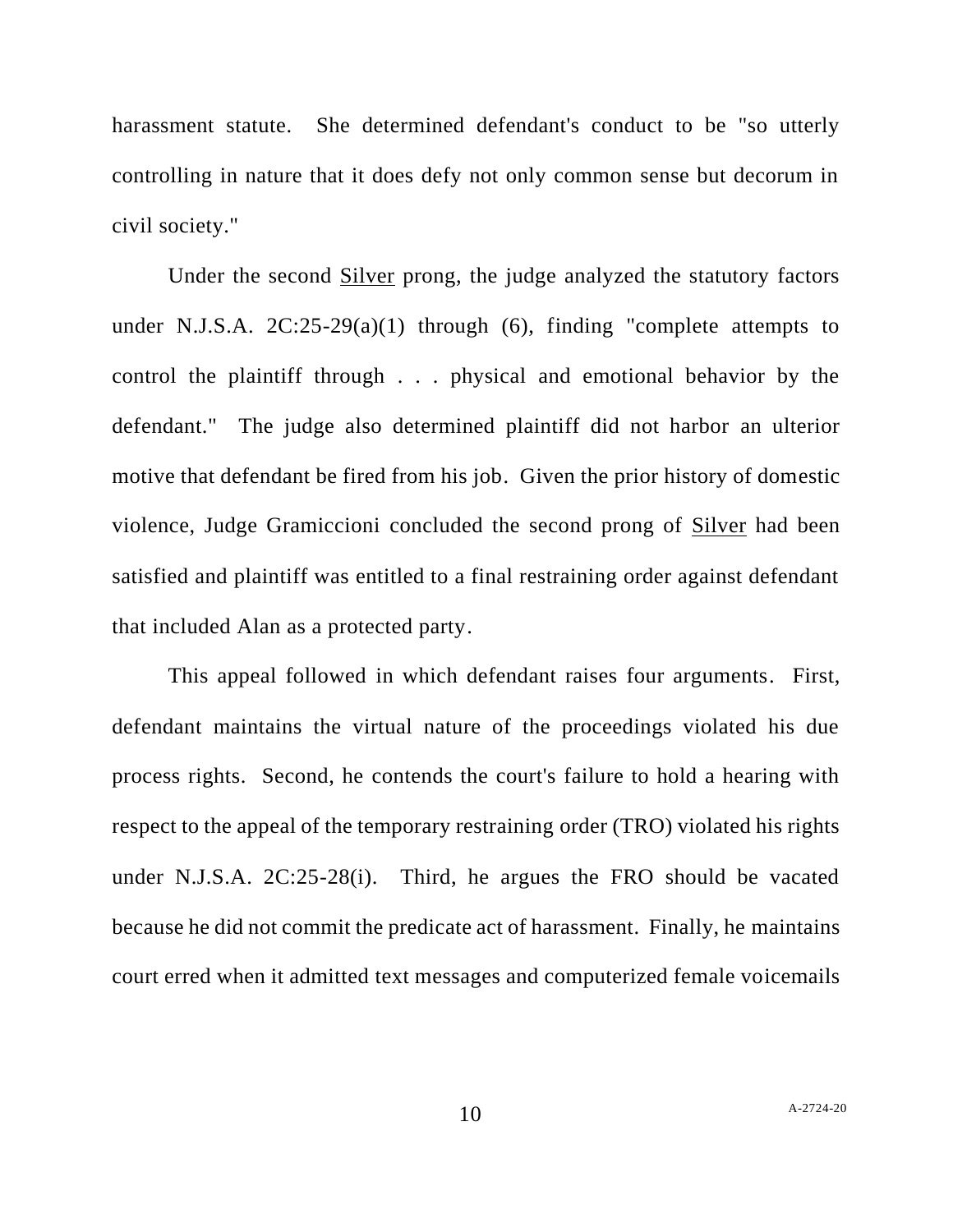harassment statute. She determined defendant's conduct to be "so utterly controlling in nature that it does defy not only common sense but decorum in civil society."

Under the second Silver prong, the judge analyzed the statutory factors under N.J.S.A. 2C:25-29(a)(1) through (6), finding "complete attempts to control the plaintiff through . . . physical and emotional behavior by the defendant." The judge also determined plaintiff did not harbor an ulterior motive that defendant be fired from his job. Given the prior history of domestic violence, Judge Gramiccioni concluded the second prong of Silver had been satisfied and plaintiff was entitled to a final restraining order against defendant that included Alan as a protected party.

This appeal followed in which defendant raises four arguments. First, defendant maintains the virtual nature of the proceedings violated his due process rights. Second, he contends the court's failure to hold a hearing with respect to the appeal of the temporary restraining order (TRO) violated his rights under N.J.S.A. 2C:25-28(i). Third, he argues the FRO should be vacated because he did not commit the predicate act of harassment. Finally, he maintains court erred when it admitted text messages and computerized female voicemails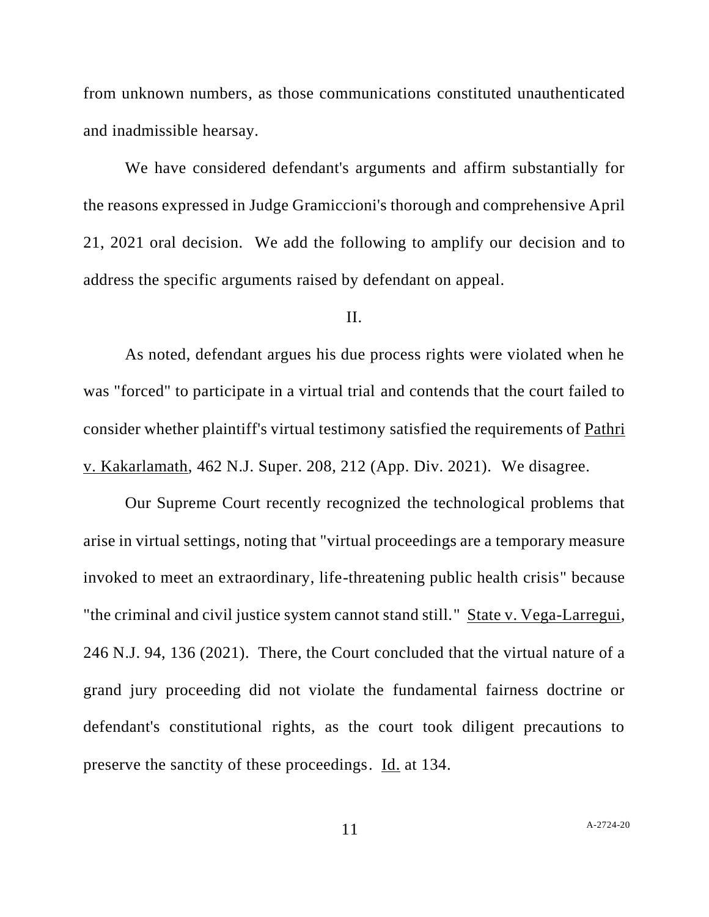from unknown numbers, as those communications constituted unauthenticated and inadmissible hearsay.

We have considered defendant's arguments and affirm substantially for the reasons expressed in Judge Gramiccioni's thorough and comprehensive April 21, 2021 oral decision. We add the following to amplify our decision and to address the specific arguments raised by defendant on appeal.

II.

As noted, defendant argues his due process rights were violated when he was "forced" to participate in a virtual trial and contends that the court failed to consider whether plaintiff's virtual testimony satisfied the requirements of Pathri v. Kakarlamath, 462 N.J. Super. 208, 212 (App. Div. 2021). We disagree.

Our Supreme Court recently recognized the technological problems that arise in virtual settings, noting that "virtual proceedings are a temporary measure invoked to meet an extraordinary, life-threatening public health crisis" because "the criminal and civil justice system cannot stand still." State v. Vega-Larregui, 246 N.J. 94, 136 (2021). There, the Court concluded that the virtual nature of a grand jury proceeding did not violate the fundamental fairness doctrine or defendant's constitutional rights, as the court took diligent precautions to preserve the sanctity of these proceedings. Id. at 134.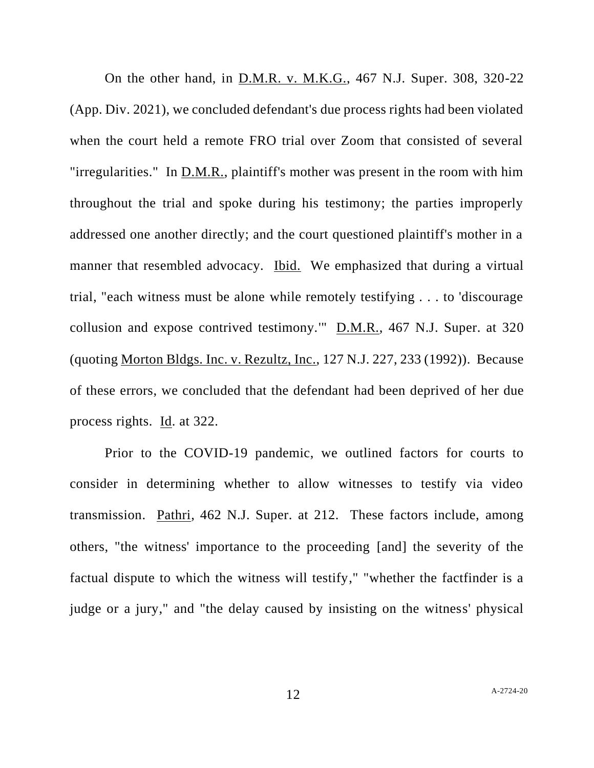On the other hand, in D.M.R. v. M.K.G., 467 N.J. Super. 308, 320-22 (App. Div. 2021), we concluded defendant's due process rights had been violated when the court held a remote FRO trial over Zoom that consisted of several "irregularities." In D.M.R., plaintiff's mother was present in the room with him throughout the trial and spoke during his testimony; the parties improperly addressed one another directly; and the court questioned plaintiff's mother in a manner that resembled advocacy. Ibid. We emphasized that during a virtual trial, "each witness must be alone while remotely testifying . . . to 'discourage collusion and expose contrived testimony.'" D.M.R., 467 N.J. Super. at 320 (quoting Morton Bldgs. Inc. v. Rezultz, Inc., 127 N.J. 227, 233 (1992)). Because of these errors, we concluded that the defendant had been deprived of her due process rights. Id. at 322.

Prior to the COVID-19 pandemic, we outlined factors for courts to consider in determining whether to allow witnesses to testify via video transmission. Pathri, 462 N.J. Super. at 212. These factors include, among others, "the witness' importance to the proceeding [and] the severity of the factual dispute to which the witness will testify," "whether the factfinder is a judge or a jury," and "the delay caused by insisting on the witness' physical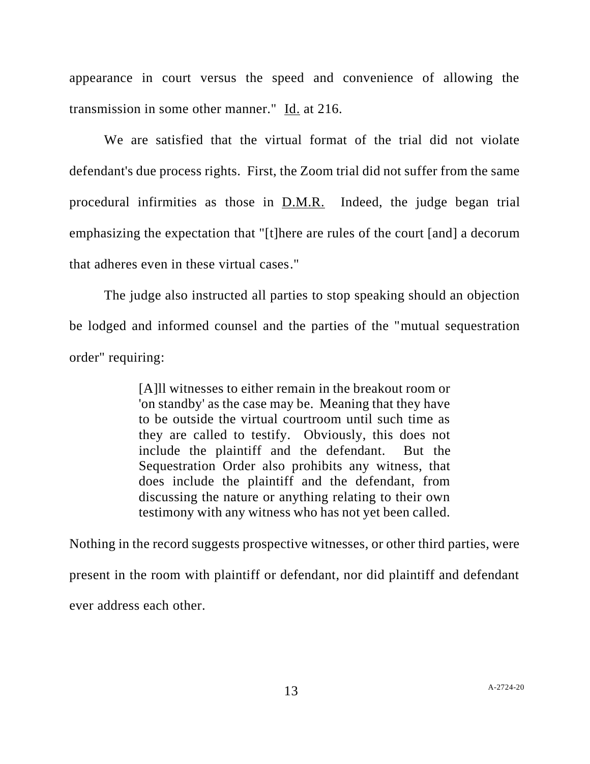appearance in court versus the speed and convenience of allowing the transmission in some other manner." Id. at 216.

We are satisfied that the virtual format of the trial did not violate defendant's due process rights. First, the Zoom trial did not suffer from the same procedural infirmities as those in D.M.R. Indeed, the judge began trial emphasizing the expectation that "[t]here are rules of the court [and] a decorum that adheres even in these virtual cases."

The judge also instructed all parties to stop speaking should an objection be lodged and informed counsel and the parties of the "mutual sequestration order" requiring:

> [A]ll witnesses to either remain in the breakout room or 'on standby' as the case may be. Meaning that they have to be outside the virtual courtroom until such time as they are called to testify. Obviously, this does not include the plaintiff and the defendant. But the Sequestration Order also prohibits any witness, that does include the plaintiff and the defendant, from discussing the nature or anything relating to their own testimony with any witness who has not yet been called.

Nothing in the record suggests prospective witnesses, or other third parties, were present in the room with plaintiff or defendant, nor did plaintiff and defendant ever address each other.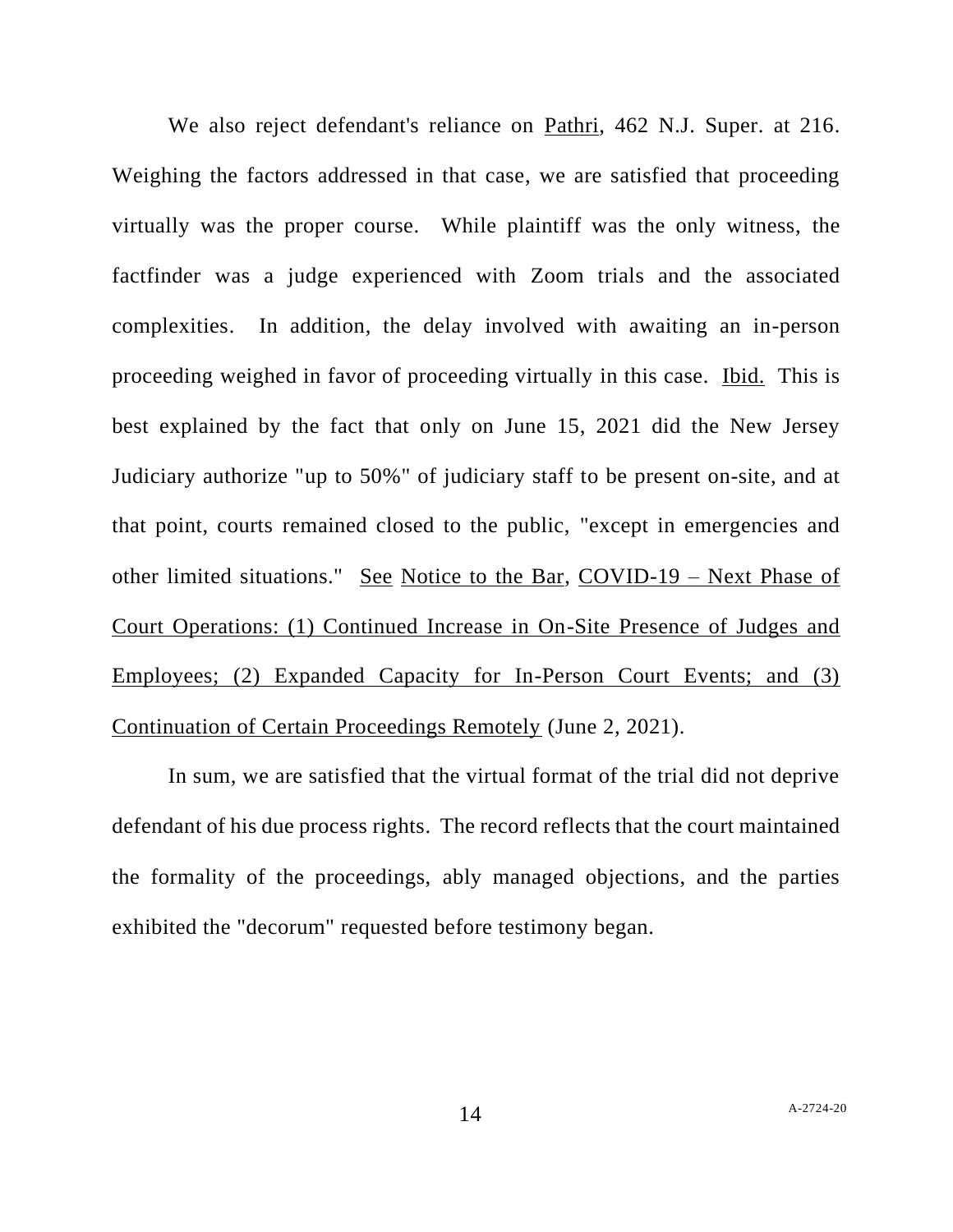We also reject defendant's reliance on Pathri, 462 N.J. Super. at 216. Weighing the factors addressed in that case, we are satisfied that proceeding virtually was the proper course. While plaintiff was the only witness, the factfinder was a judge experienced with Zoom trials and the associated complexities. In addition, the delay involved with awaiting an in-person proceeding weighed in favor of proceeding virtually in this case. Ibid. This is best explained by the fact that only on June 15, 2021 did the New Jersey Judiciary authorize "up to 50%" of judiciary staff to be present on-site, and at that point, courts remained closed to the public, "except in emergencies and other limited situations." See Notice to the Bar, COVID-19 – Next Phase of Court Operations: (1) Continued Increase in On-Site Presence of Judges and Employees; (2) Expanded Capacity for In-Person Court Events; and (3) Continuation of Certain Proceedings Remotely (June 2, 2021).

In sum, we are satisfied that the virtual format of the trial did not deprive defendant of his due process rights. The record reflects that the court maintained the formality of the proceedings, ably managed objections, and the parties exhibited the "decorum" requested before testimony began.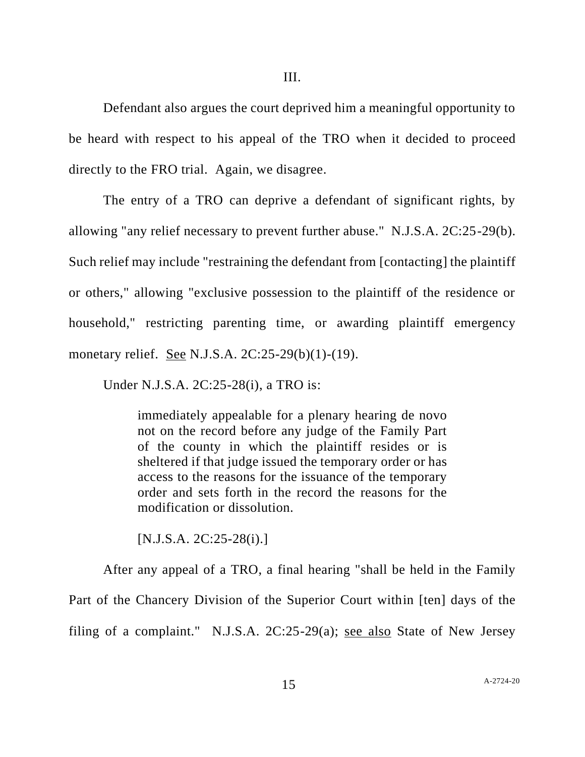III.

Defendant also argues the court deprived him a meaningful opportunity to be heard with respect to his appeal of the TRO when it decided to proceed directly to the FRO trial. Again, we disagree.

The entry of a TRO can deprive a defendant of significant rights, by allowing "any relief necessary to prevent further abuse." N.J.S.A. 2C:25-29(b). Such relief may include "restraining the defendant from [contacting] the plaintiff or others," allowing "exclusive possession to the plaintiff of the residence or household," restricting parenting time, or awarding plaintiff emergency monetary relief. See N.J.S.A. 2C:25-29(b)(1)-(19).

Under N.J.S.A. 2C:25-28(i), a TRO is:

> immediately appealable for a plenary hearing de novo not on the record before any judge of the Family Part of the county in which the plaintiff resides or is sheltered if that judge issued the temporary order or has access to the reasons for the issuance of the temporary order and sets forth in the record the reasons for the modification or dissolution.
>
> [N.J.S.A. 2C:25-28(i).]

After any appeal of a TRO, a final hearing "shall be held in the Family Part of the Chancery Division of the Superior Court within [ten] days of the filing of a complaint." N.J.S.A. 2C:25-29(a); see also State of New Jersey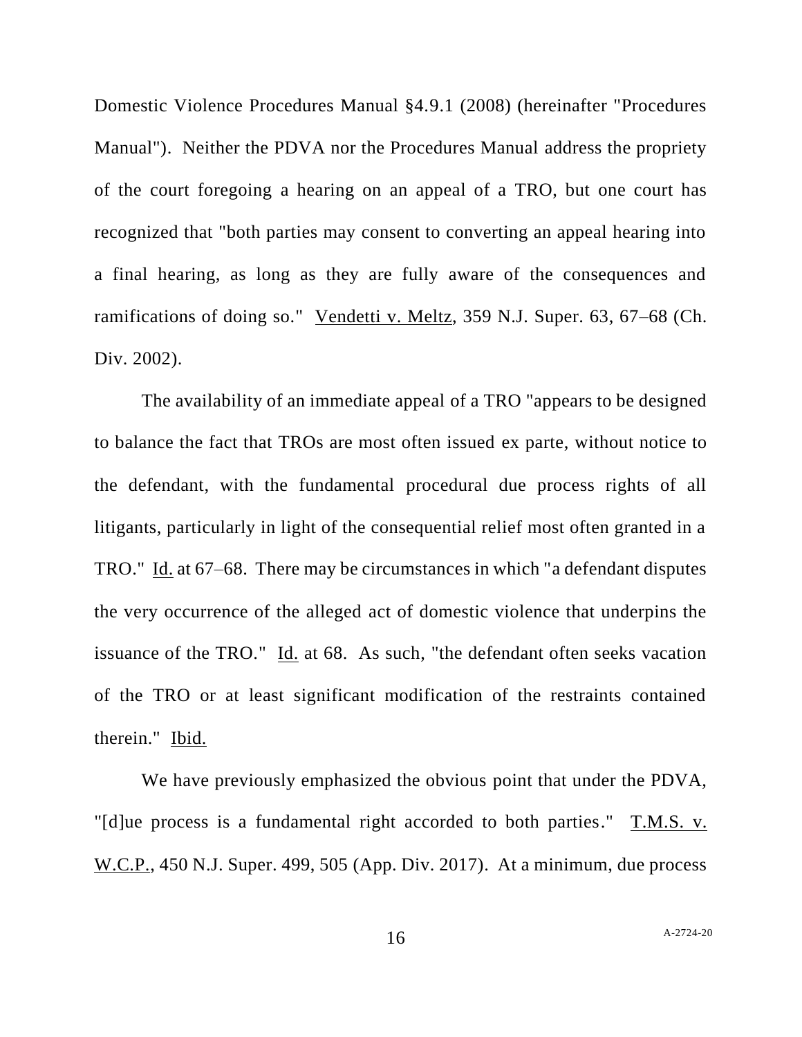Domestic Violence Procedures Manual §4.9.1 (2008) (hereinafter "Procedures Manual"). Neither the PDVA nor the Procedures Manual address the propriety of the court foregoing a hearing on an appeal of a TRO, but one court has recognized that "both parties may consent to converting an appeal hearing into a final hearing, as long as they are fully aware of the consequences and ramifications of doing so." Vendetti v. Meltz, 359 N.J. Super. 63, 67–68 (Ch. Div. 2002).

The availability of an immediate appeal of a TRO "appears to be designed to balance the fact that TROs are most often issued ex parte, without notice to the defendant, with the fundamental procedural due process rights of all litigants, particularly in light of the consequential relief most often granted in a TRO." Id. at 67–68. There may be circumstances in which "a defendant disputes the very occurrence of the alleged act of domestic violence that underpins the issuance of the TRO." Id. at 68. As such, "the defendant often seeks vacation of the TRO or at least significant modification of the restraints contained therein." Ibid.

We have previously emphasized the obvious point that under the PDVA, "[d]ue process is a fundamental right accorded to both parties." T.M.S. v. W.C.P., 450 N.J. Super. 499, 505 (App. Div. 2017). At a minimum, due process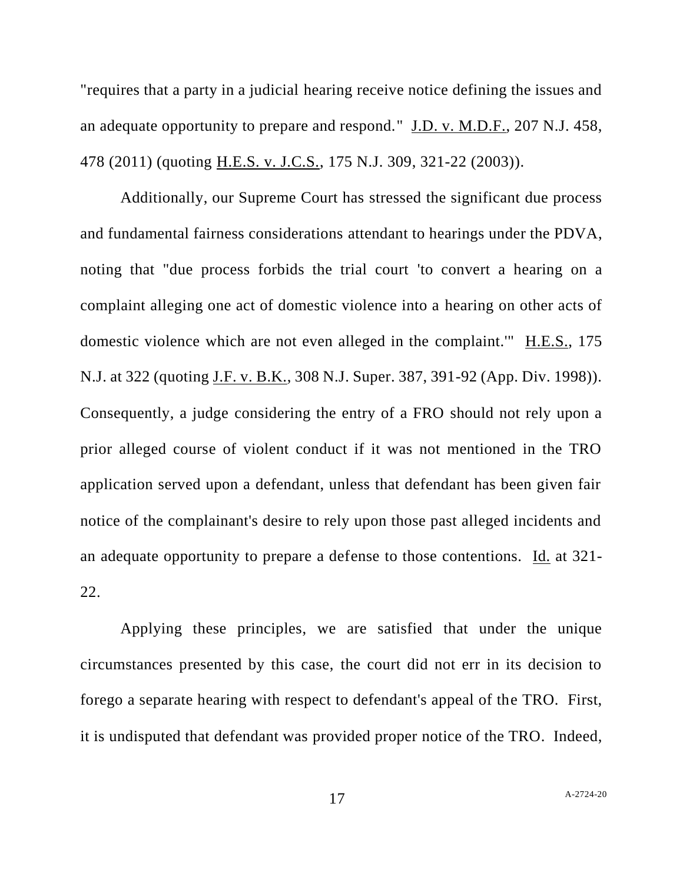"requires that a party in a judicial hearing receive notice defining the issues and an adequate opportunity to prepare and respond." J.D. v. M.D.F., 207 N.J. 458, 478 (2011) (quoting H.E.S. v. J.C.S., 175 N.J. 309, 321-22 (2003)).

Additionally, our Supreme Court has stressed the significant due process and fundamental fairness considerations attendant to hearings under the PDVA, noting that "due process forbids the trial court 'to convert a hearing on a complaint alleging one act of domestic violence into a hearing on other acts of domestic violence which are not even alleged in the complaint.'" H.E.S., 175 N.J. at 322 (quoting J.F. v. B.K., 308 N.J. Super. 387, 391-92 (App. Div. 1998)). Consequently, a judge considering the entry of a FRO should not rely upon a prior alleged course of violent conduct if it was not mentioned in the TRO application served upon a defendant, unless that defendant has been given fair notice of the complainant's desire to rely upon those past alleged incidents and an adequate opportunity to prepare a defense to those contentions. Id. at 321-22.

Applying these principles, we are satisfied that under the unique circumstances presented by this case, the court did not err in its decision to forego a separate hearing with respect to defendant's appeal of the TRO. First, it is undisputed that defendant was provided proper notice of the TRO. Indeed,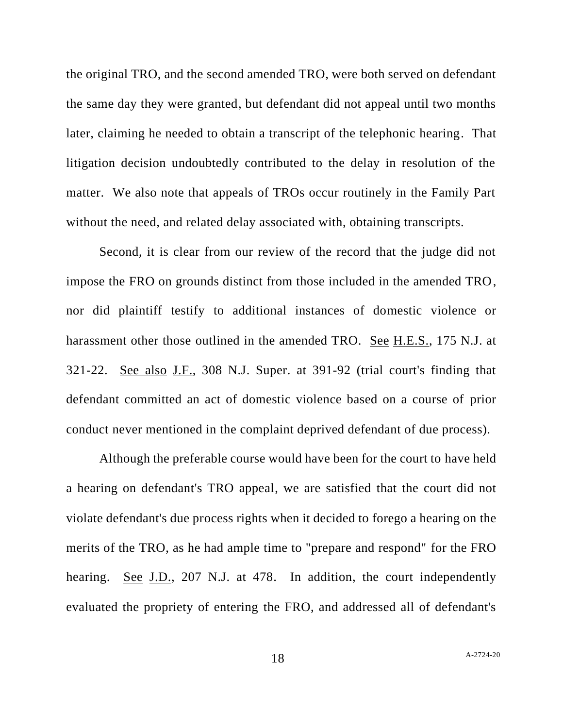the original TRO, and the second amended TRO, were both served on defendant the same day they were granted, but defendant did not appeal until two months later, claiming he needed to obtain a transcript of the telephonic hearing. That litigation decision undoubtedly contributed to the delay in resolution of the matter. We also note that appeals of TROs occur routinely in the Family Part without the need, and related delay associated with, obtaining transcripts.

Second, it is clear from our review of the record that the judge did not impose the FRO on grounds distinct from those included in the amended TRO, nor did plaintiff testify to additional instances of domestic violence or harassment other those outlined in the amended TRO. See H.E.S., 175 N.J. at 321-22. See also J.F., 308 N.J. Super. at 391-92 (trial court's finding that defendant committed an act of domestic violence based on a course of prior conduct never mentioned in the complaint deprived defendant of due process).

Although the preferable course would have been for the court to have held a hearing on defendant's TRO appeal, we are satisfied that the court did not violate defendant's due process rights when it decided to forego a hearing on the merits of the TRO, as he had ample time to "prepare and respond" for the FRO hearing. See J.D., 207 N.J. at 478. In addition, the court independently evaluated the propriety of entering the FRO, and addressed all of defendant's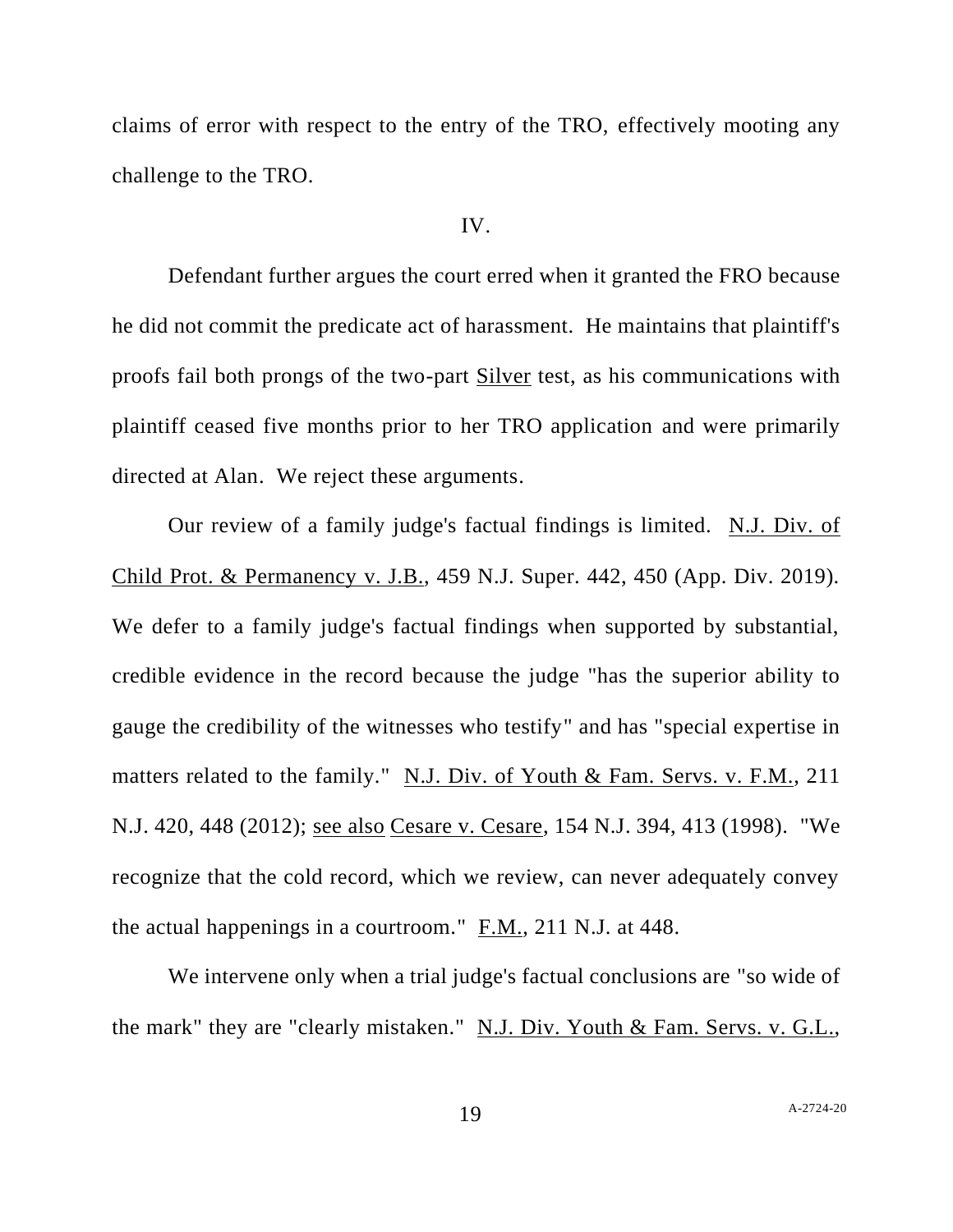claims of error with respect to the entry of the TRO, effectively mooting any challenge to the TRO.

IV.

Defendant further argues the court erred when it granted the FRO because he did not commit the predicate act of harassment. He maintains that plaintiff's proofs fail both prongs of the two-part Silver test, as his communications with plaintiff ceased five months prior to her TRO application and were primarily directed at Alan. We reject these arguments.

Our review of a family judge's factual findings is limited. N.J. Div. of Child Prot. & Permanency v. J.B., 459 N.J. Super. 442, 450 (App. Div. 2019). We defer to a family judge's factual findings when supported by substantial, credible evidence in the record because the judge "has the superior ability to gauge the credibility of the witnesses who testify" and has "special expertise in matters related to the family." N.J. Div. of Youth & Fam. Servs. v. F.M., 211 N.J. 420, 448 (2012); see also Cesare v. Cesare, 154 N.J. 394, 413 (1998). "We recognize that the cold record, which we review, can never adequately convey the actual happenings in a courtroom." F.M., 211 N.J. at 448.

We intervene only when a trial judge's factual conclusions are "so wide of the mark" they are "clearly mistaken." N.J. Div. Youth & Fam. Servs. v. G.L.,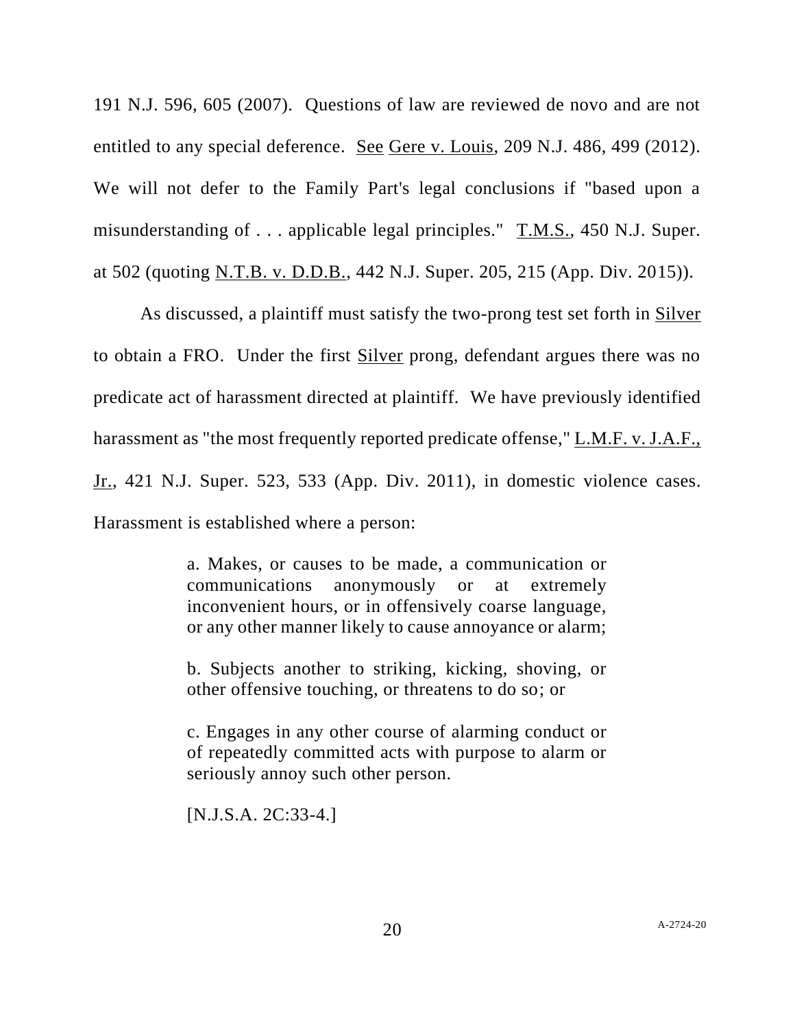191 N.J. 596, 605 (2007). Questions of law are reviewed de novo and are not entitled to any special deference. See Gere v. Louis, 209 N.J. 486, 499 (2012). We will not defer to the Family Part's legal conclusions if "based upon a misunderstanding of . . . applicable legal principles." T.M.S., 450 N.J. Super. at 502 (quoting N.T.B. v. D.D.B., 442 N.J. Super. 205, 215 (App. Div. 2015)).

As discussed, a plaintiff must satisfy the two-prong test set forth in Silver to obtain a FRO. Under the first Silver prong, defendant argues there was no predicate act of harassment directed at plaintiff. We have previously identified harassment as "the most frequently reported predicate offense," L.M.F. v. J.A.F., Jr., 421 N.J. Super. 523, 533 (App. Div. 2011), in domestic violence cases. Harassment is established where a person:

> a. Makes, or causes to be made, a communication or communications anonymously or at extremely inconvenient hours, or in offensively coarse language, or any other manner likely to cause annoyance or alarm;
>
> b. Subjects another to striking, kicking, shoving, or other offensive touching, or threatens to do so; or
>
> c. Engages in any other course of alarming conduct or of repeatedly committed acts with purpose to alarm or seriously annoy such other person.
>
> [N.J.S.A. 2C:33-4.]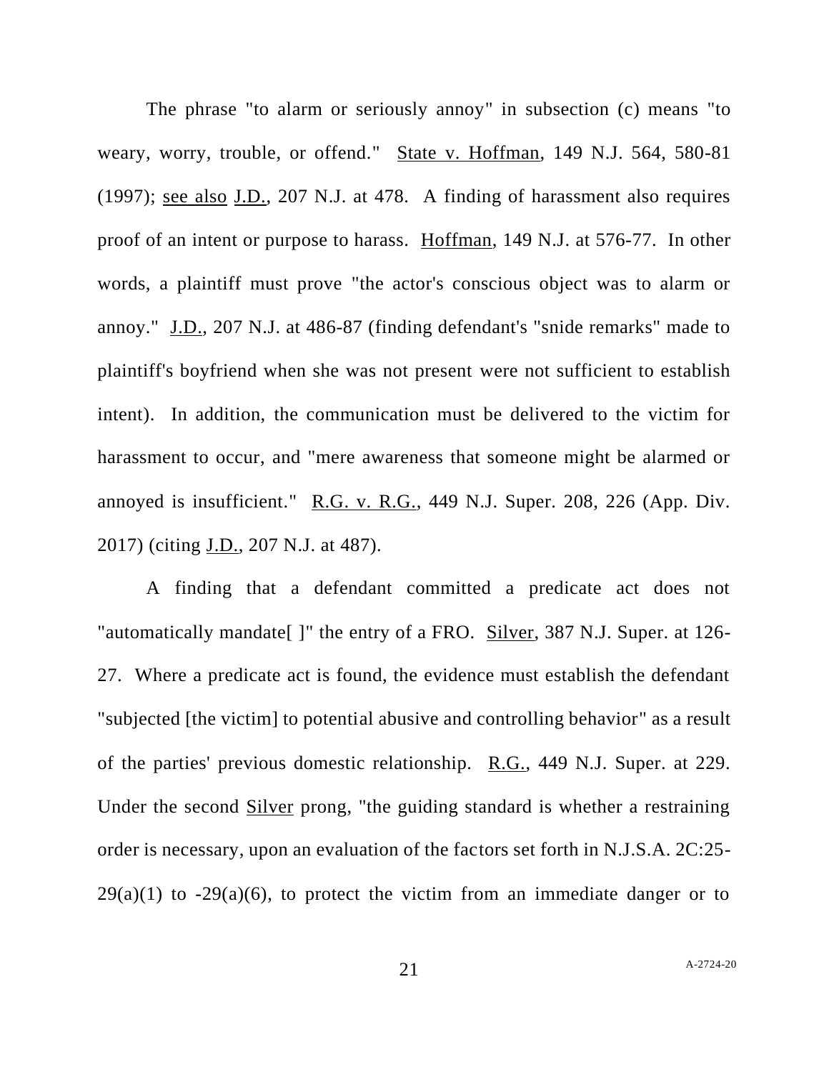The phrase "to alarm or seriously annoy" in subsection (c) means "to weary, worry, trouble, or offend." State v. Hoffman, 149 N.J. 564, 580-81 (1997); see also J.D., 207 N.J. at 478. A finding of harassment also requires proof of an intent or purpose to harass. Hoffman, 149 N.J. at 576-77. In other words, a plaintiff must prove "the actor's conscious object was to alarm or annoy." J.D., 207 N.J. at 486-87 (finding defendant's "snide remarks" made to plaintiff's boyfriend when she was not present were not sufficient to establish intent). In addition, the communication must be delivered to the victim for harassment to occur, and "mere awareness that someone might be alarmed or annoyed is insufficient." R.G. v. R.G., 449 N.J. Super. 208, 226 (App. Div. 2017) (citing J.D., 207 N.J. at 487).

A finding that a defendant committed a predicate act does not "automatically mandate[ ]" the entry of a FRO. Silver, 387 N.J. Super. at 126-27. Where a predicate act is found, the evidence must establish the defendant "subjected [the victim] to potential abusive and controlling behavior" as a result of the parties' previous domestic relationship. R.G., 449 N.J. Super. at 229. Under the second Silver prong, "the guiding standard is whether a restraining order is necessary, upon an evaluation of the factors set forth in N.J.S.A. 2C:25-29(a)(1) to -29(a)(6), to protect the victim from an immediate danger or to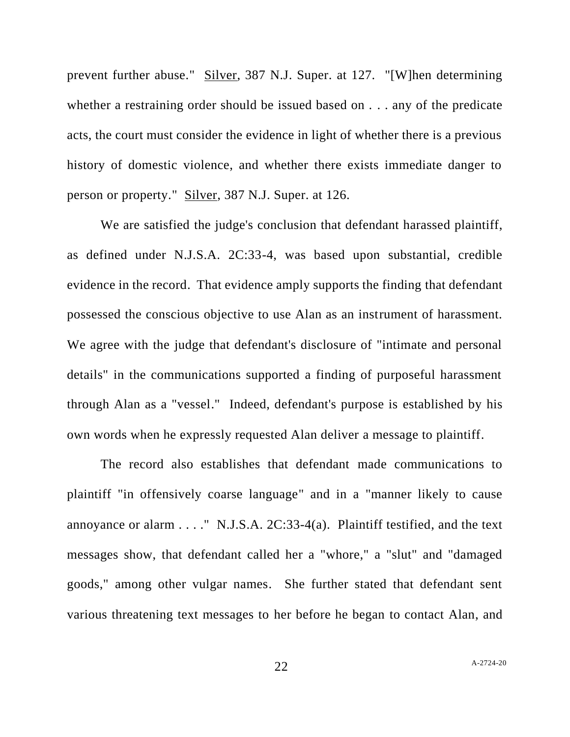prevent further abuse." Silver, 387 N.J. Super. at 127. "[W]hen determining whether a restraining order should be issued based on . . . any of the predicate acts, the court must consider the evidence in light of whether there is a previous history of domestic violence, and whether there exists immediate danger to person or property." Silver, 387 N.J. Super. at 126.

We are satisfied the judge's conclusion that defendant harassed plaintiff, as defined under N.J.S.A. 2C:33-4, was based upon substantial, credible evidence in the record. That evidence amply supports the finding that defendant possessed the conscious objective to use Alan as an instrument of harassment. We agree with the judge that defendant's disclosure of "intimate and personal details" in the communications supported a finding of purposeful harassment through Alan as a "vessel." Indeed, defendant's purpose is established by his own words when he expressly requested Alan deliver a message to plaintiff.

The record also establishes that defendant made communications to plaintiff "in offensively coarse language" and in a "manner likely to cause annoyance or alarm . . . ." N.J.S.A. 2C:33-4(a). Plaintiff testified, and the text messages show, that defendant called her a "whore," a "slut" and "damaged goods," among other vulgar names. She further stated that defendant sent various threatening text messages to her before he began to contact Alan, and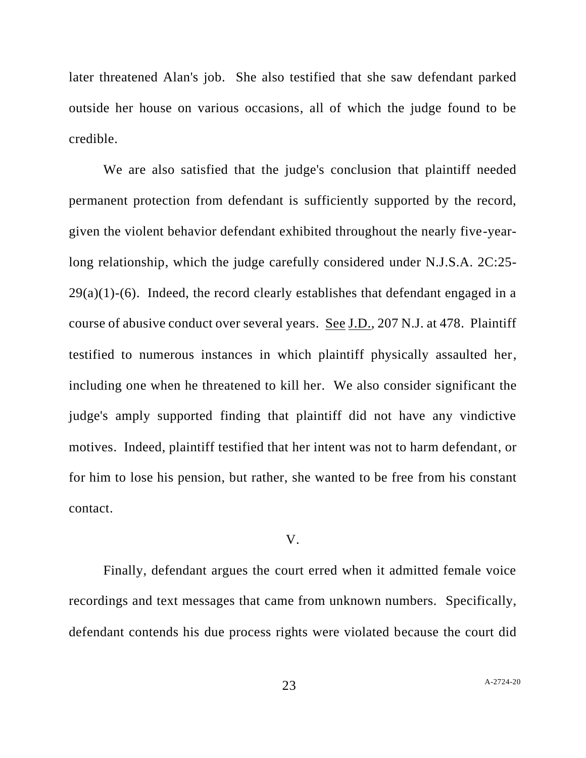later threatened Alan's job. She also testified that she saw defendant parked outside her house on various occasions, all of which the judge found to be credible.

We are also satisfied that the judge's conclusion that plaintiff needed permanent protection from defendant is sufficiently supported by the record, given the violent behavior defendant exhibited throughout the nearly five-year-long relationship, which the judge carefully considered under N.J.S.A. 2C:25-29(a)(1)-(6). Indeed, the record clearly establishes that defendant engaged in a course of abusive conduct over several years. See J.D., 207 N.J. at 478. Plaintiff testified to numerous instances in which plaintiff physically assaulted her, including one when he threatened to kill her. We also consider significant the judge's amply supported finding that plaintiff did not have any vindictive motives. Indeed, plaintiff testified that her intent was not to harm defendant, or for him to lose his pension, but rather, she wanted to be free from his constant contact.

V.

Finally, defendant argues the court erred when it admitted female voice recordings and text messages that came from unknown numbers. Specifically, defendant contends his due process rights were violated because the court did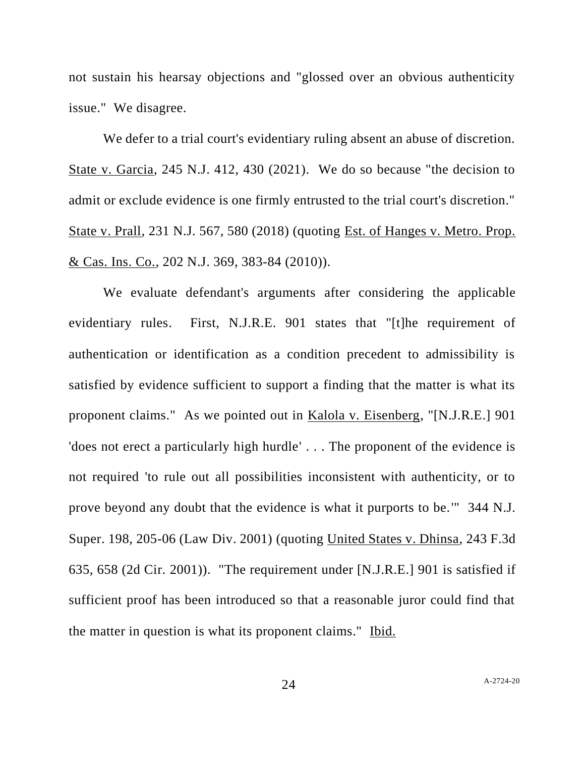not sustain his hearsay objections and "glossed over an obvious authenticity issue." We disagree.

We defer to a trial court's evidentiary ruling absent an abuse of discretion. State v. Garcia, 245 N.J. 412, 430 (2021). We do so because "the decision to admit or exclude evidence is one firmly entrusted to the trial court's discretion." State v. Prall, 231 N.J. 567, 580 (2018) (quoting Est. of Hanges v. Metro. Prop. & Cas. Ins. Co., 202 N.J. 369, 383-84 (2010)).

We evaluate defendant's arguments after considering the applicable evidentiary rules. First, N.J.R.E. 901 states that "[t]he requirement of authentication or identification as a condition precedent to admissibility is satisfied by evidence sufficient to support a finding that the matter is what its proponent claims." As we pointed out in Kalola v. Eisenberg, "[N.J.R.E.] 901 'does not erect a particularly high hurdle' . . . The proponent of the evidence is not required 'to rule out all possibilities inconsistent with authenticity, or to prove beyond any doubt that the evidence is what it purports to be.'" 344 N.J. Super. 198, 205-06 (Law Div. 2001) (quoting United States v. Dhinsa, 243 F.3d 635, 658 (2d Cir. 2001)). "The requirement under [N.J.R.E.] 901 is satisfied if sufficient proof has been introduced so that a reasonable juror could find that the matter in question is what its proponent claims." Ibid.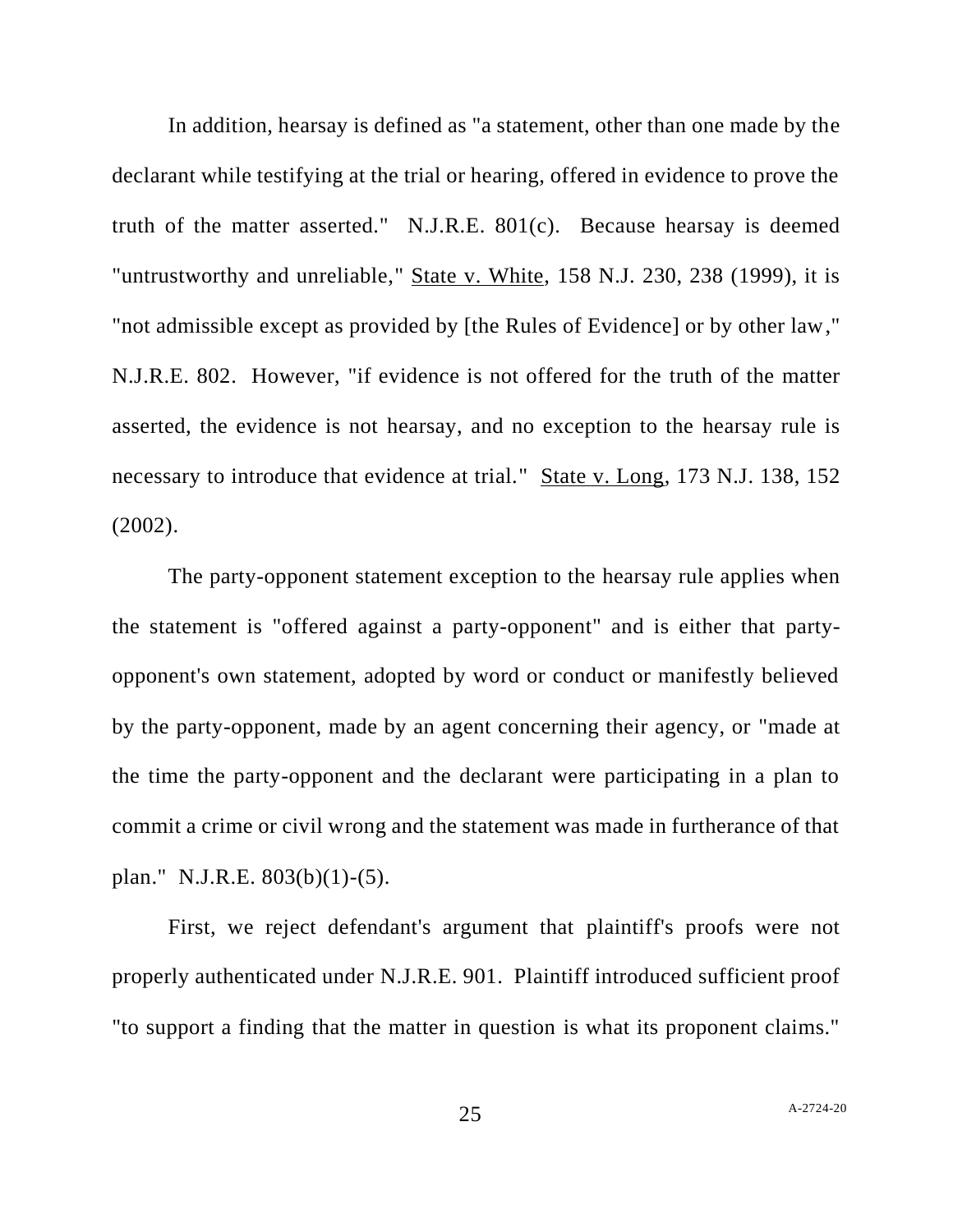In addition, hearsay is defined as "a statement, other than one made by the declarant while testifying at the trial or hearing, offered in evidence to prove the truth of the matter asserted." N.J.R.E. 801(c). Because hearsay is deemed "untrustworthy and unreliable," State v. White, 158 N.J. 230, 238 (1999), it is "not admissible except as provided by [the Rules of Evidence] or by other law," N.J.R.E. 802. However, "if evidence is not offered for the truth of the matter asserted, the evidence is not hearsay, and no exception to the hearsay rule is necessary to introduce that evidence at trial." State v. Long, 173 N.J. 138, 152 (2002).

The party-opponent statement exception to the hearsay rule applies when the statement is "offered against a party-opponent" and is either that party-opponent's own statement, adopted by word or conduct or manifestly believed by the party-opponent, made by an agent concerning their agency, or "made at the time the party-opponent and the declarant were participating in a plan to commit a crime or civil wrong and the statement was made in furtherance of that plan." N.J.R.E. 803(b)(1)-(5).

First, we reject defendant's argument that plaintiff's proofs were not properly authenticated under N.J.R.E. 901. Plaintiff introduced sufficient proof "to support a finding that the matter in question is what its proponent claims."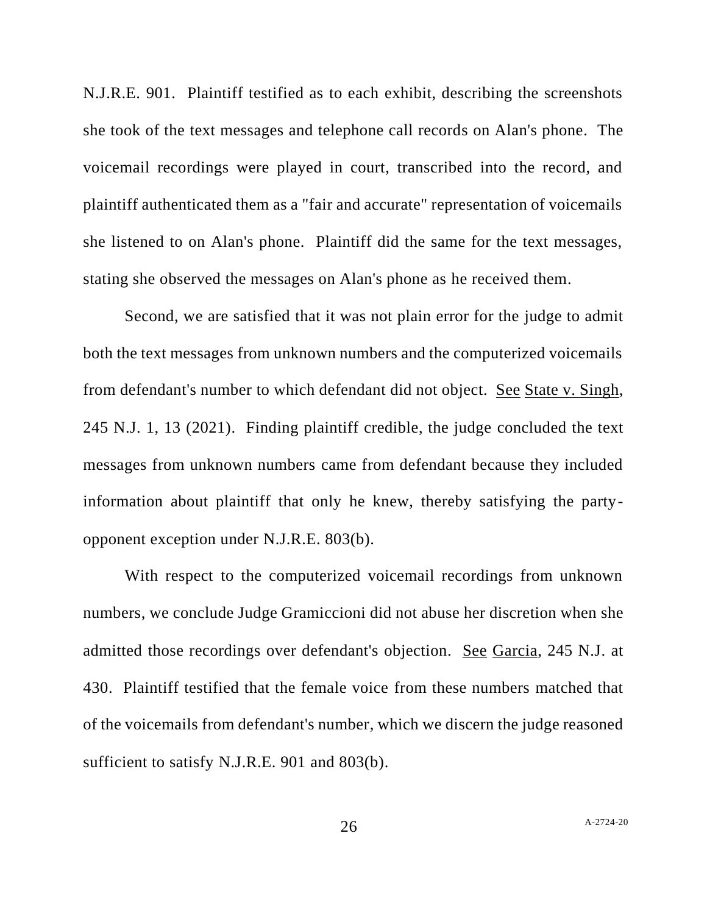N.J.R.E. 901. Plaintiff testified as to each exhibit, describing the screenshots she took of the text messages and telephone call records on Alan's phone. The voicemail recordings were played in court, transcribed into the record, and plaintiff authenticated them as a "fair and accurate" representation of voicemails she listened to on Alan's phone. Plaintiff did the same for the text messages, stating she observed the messages on Alan's phone as he received them.

Second, we are satisfied that it was not plain error for the judge to admit both the text messages from unknown numbers and the computerized voicemails from defendant's number to which defendant did not object. See State v. Singh, 245 N.J. 1, 13 (2021). Finding plaintiff credible, the judge concluded the text messages from unknown numbers came from defendant because they included information about plaintiff that only he knew, thereby satisfying the party-opponent exception under N.J.R.E. 803(b).

With respect to the computerized voicemail recordings from unknown numbers, we conclude Judge Gramiccioni did not abuse her discretion when she admitted those recordings over defendant's objection. See Garcia, 245 N.J. at 430. Plaintiff testified that the female voice from these numbers matched that of the voicemails from defendant's number, which we discern the judge reasoned sufficient to satisfy N.J.R.E. 901 and 803(b).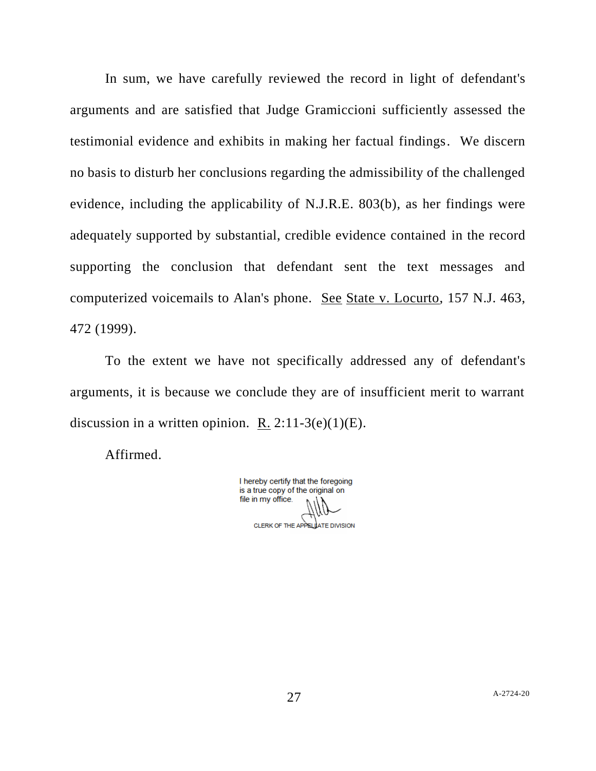In sum, we have carefully reviewed the record in light of defendant's arguments and are satisfied that Judge Gramiccioni sufficiently assessed the testimonial evidence and exhibits in making her factual findings. We discern no basis to disturb her conclusions regarding the admissibility of the challenged evidence, including the applicability of N.J.R.E. 803(b), as her findings were adequately supported by substantial, credible evidence contained in the record supporting the conclusion that defendant sent the text messages and computerized voicemails to Alan's phone. See State v. Locurto, 157 N.J. 463, 472 (1999).

To the extent we have not specifically addressed any of defendant's arguments, it is because we conclude they are of insufficient merit to warrant discussion in a written opinion. R. 2:11-3(e)(1)(E).

Affirmed.

I hereby certify that the foregoing is a true copy of the original on file in my office.

CLERK OF THE APPELLATE DIVISION